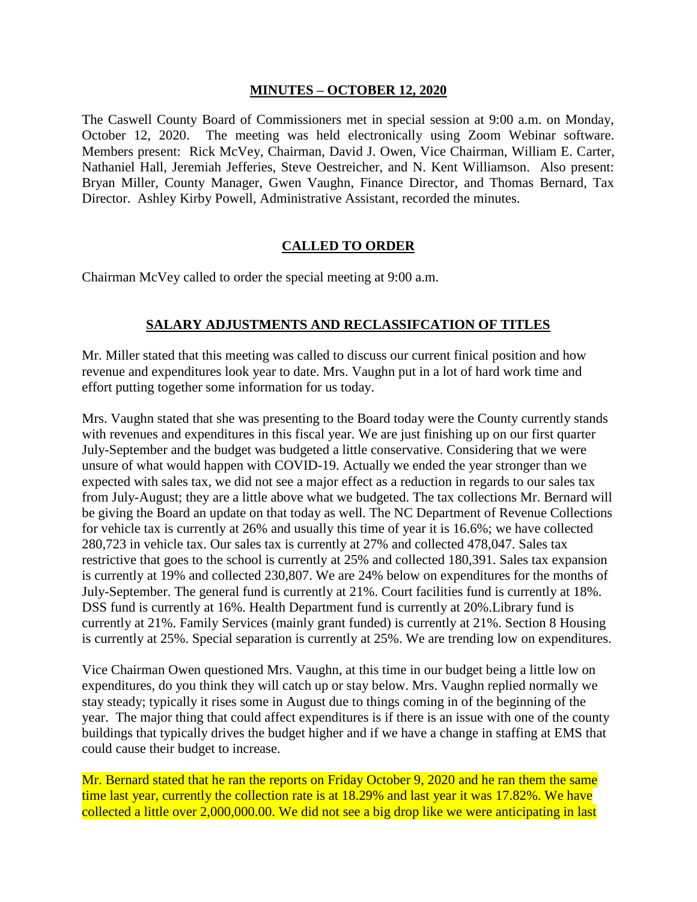**MINUTES – OCTOBER 12, 2020**

The Caswell County Board of Commissioners met in special session at 9:00 a.m. on Monday, October 12, 2020. The meeting was held electronically using Zoom Webinar software. Members present: Rick McVey, Chairman, David J. Owen, Vice Chairman, William E. Carter, Nathaniel Hall, Jeremiah Jefferies, Steve Oestreicher, and N. Kent Williamson. Also present: Bryan Miller, County Manager, Gwen Vaughn, Finance Director, and Thomas Bernard, Tax Director. Ashley Kirby Powell, Administrative Assistant, recorded the minutes.

## CALLED TO ORDER

Chairman McVey called to order the special meeting at 9:00 a.m.

## SALARY ADJUSTMENTS AND RECLASSIFCATION OF TITLES

Mr. Miller stated that this meeting was called to discuss our current finical position and how revenue and expenditures look year to date. Mrs. Vaughn put in a lot of hard work time and effort putting together some information for us today.

Mrs. Vaughn stated that she was presenting to the Board today were the County currently stands with revenues and expenditures in this fiscal year. We are just finishing up on our first quarter July-September and the budget was budgeted a little conservative. Considering that we were unsure of what would happen with COVID-19. Actually we ended the year stronger than we expected with sales tax, we did not see a major effect as a reduction in regards to our sales tax from July-August; they are a little above what we budgeted. The tax collections Mr. Bernard will be giving the Board an update on that today as well. The NC Department of Revenue Collections for vehicle tax is currently at 26% and usually this time of year it is 16.6%; we have collected 280,723 in vehicle tax. Our sales tax is currently at 27% and collected 478,047. Sales tax restrictive that goes to the school is currently at 25% and collected 180,391. Sales tax expansion is currently at 19% and collected 230,807. We are 24% below on expenditures for the months of July-September. The general fund is currently at 21%. Court facilities fund is currently at 18%. DSS fund is currently at 16%. Health Department fund is currently at 20%.Library fund is currently at 21%. Family Services (mainly grant funded) is currently at 21%. Section 8 Housing is currently at 25%. Special separation is currently at 25%. We are trending low on expenditures.

Vice Chairman Owen questioned Mrs. Vaughn, at this time in our budget being a little low on expenditures, do you think they will catch up or stay below. Mrs. Vaughn replied normally we stay steady; typically it rises some in August due to things coming in of the beginning of the year. The major thing that could affect expenditures is if there is an issue with one of the county buildings that typically drives the budget higher and if we have a change in staffing at EMS that could cause their budget to increase.

Mr. Bernard stated that he ran the reports on Friday October 9, 2020 and he ran them the same time last year, currently the collection rate is at 18.29% and last year it was 17.82%. We have collected a little over 2,000,000.00. We did not see a big drop like we were anticipating in last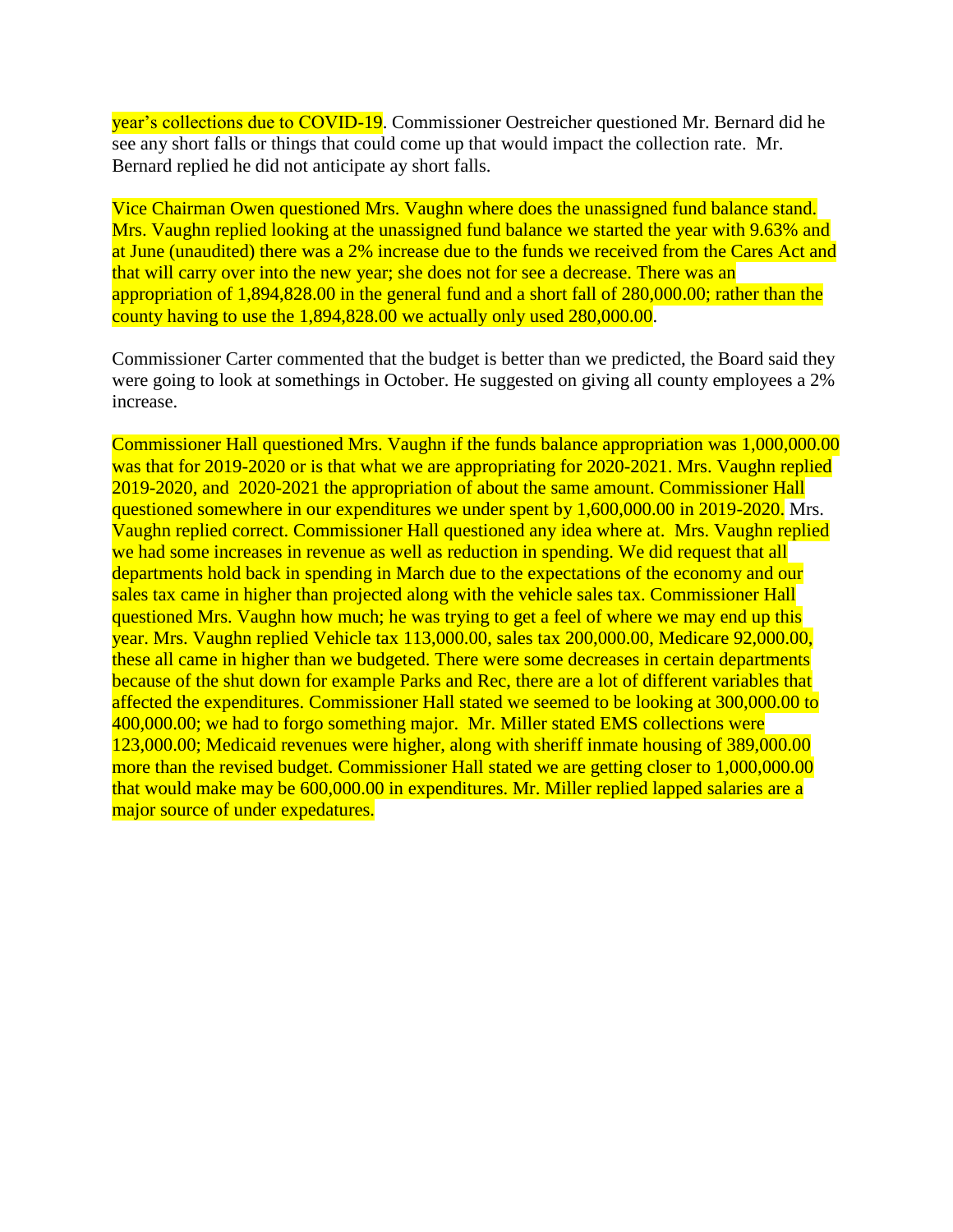year's collections due to COVID-19. Commissioner Oestreicher questioned Mr. Bernard did he see any short falls or things that could come up that would impact the collection rate. Mr. Bernard replied he did not anticipate ay short falls.

Vice Chairman Owen questioned Mrs. Vaughn where does the unassigned fund balance stand. Mrs. Vaughn replied looking at the unassigned fund balance we started the year with 9.63% and at June (unaudited) there was a 2% increase due to the funds we received from the Cares Act and that will carry over into the new year; she does not for see a decrease. There was an appropriation of 1,894,828.00 in the general fund and a short fall of 280,000.00; rather than the county having to use the 1,894,828.00 we actually only used 280,000.00.

Commissioner Carter commented that the budget is better than we predicted, the Board said they were going to look at somethings in October. He suggested on giving all county employees a 2% increase.

Commissioner Hall questioned Mrs. Vaughn if the funds balance appropriation was 1,000,000.00 was that for 2019-2020 or is that what we are appropriating for 2020-2021. Mrs. Vaughn replied 2019-2020, and 2020-2021 the appropriation of about the same amount. Commissioner Hall questioned somewhere in our expenditures we under spent by 1,600,000.00 in 2019-2020. Mrs. Vaughn replied correct. Commissioner Hall questioned any idea where at. Mrs. Vaughn replied we had some increases in revenue as well as reduction in spending. We did request that all departments hold back in spending in March due to the expectations of the economy and our sales tax came in higher than projected along with the vehicle sales tax. Commissioner Hall questioned Mrs. Vaughn how much; he was trying to get a feel of where we may end up this year. Mrs. Vaughn replied Vehicle tax 113,000.00, sales tax 200,000.00, Medicare 92,000.00, these all came in higher than we budgeted. There were some decreases in certain departments because of the shut down for example Parks and Rec, there are a lot of different variables that affected the expenditures. Commissioner Hall stated we seemed to be looking at 300,000.00 to 400,000.00; we had to forgo something major. Mr. Miller stated EMS collections were 123,000.00; Medicaid revenues were higher, along with sheriff inmate housing of 389,000.00 more than the revised budget. Commissioner Hall stated we are getting closer to 1,000,000.00 that would make may be 600,000.00 in expenditures. Mr. Miller replied lapped salaries are a major source of under expedatures.